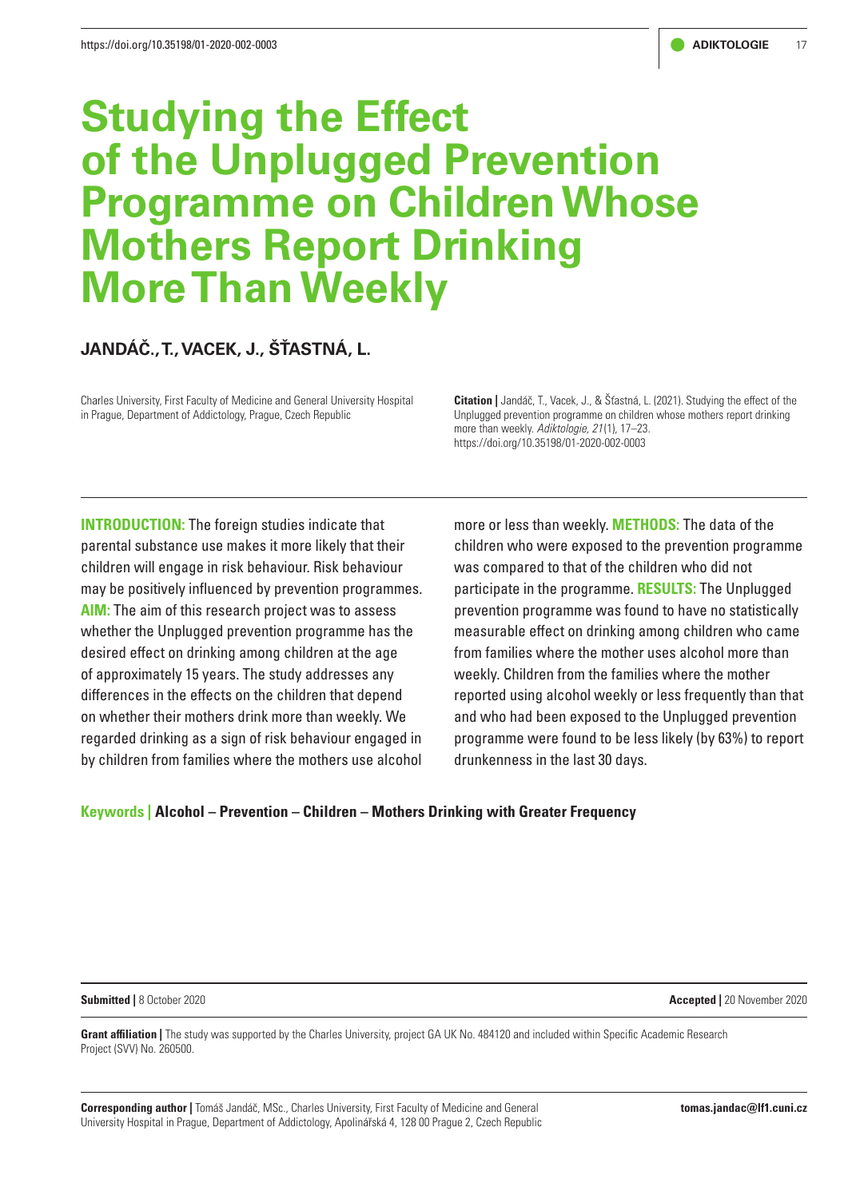# Studying the Effect of the Unplugged Prevention Programme on Children Whose Mothers Report Drinking More Than Weekly

**JANDÁČ, T., VACEK, J., ŠŤASTNÁ, L.**

Charles University, First Faculty of Medicine and General University Hospital in Prague, Department of Addictology, Prague, Czech Republic

**Citation |** Jandáč, T., Vacek, J., & Šťastná, L. (2021). Studying the effect of the Unplugged prevention programme on children whose mothers report drinking more than weekly. *Adiktologie, 21*(1), 17–23. https://doi.org/10.35198/01-2020-002-0003

**INTRODUCTION:** The foreign studies indicate that parental substance use makes it more likely that their children will engage in risk behaviour. Risk behaviour may be positively influenced by prevention programmes. **AIM:** The aim of this research project was to assess whether the Unplugged prevention programme has the desired effect on drinking among children at the age of approximately 15 years. The study addresses any differences in the effects on the children that depend on whether their mothers drink more than weekly. We regarded drinking as a sign of risk behaviour engaged in by children from families where the mothers use alcohol more or less than weekly. **METHODS:** The data of the children who were exposed to the prevention programme was compared to that of the children who did not participate in the programme. **RESULTS:** The Unplugged prevention programme was found to have no statistically measurable effect on drinking among children who came from families where the mother uses alcohol more than weekly. Children from the families where the mother reported using alcohol weekly or less frequently than that and who had been exposed to the Unplugged prevention programme were found to be less likely (by 63%) to report drunkenness in the last 30 days.

**Keywords | Alcohol – Prevention – Children – Mothers Drinking with Greater Frequency**

**Submitted |** 8 October 2020

**Accepted |** 20 November 2020

**Grant affiliation |** The study was supported by the Charles University, project GA UK No. 484120 and included within Specific Academic Research Project (SVV) No. 260500.

**Corresponding author |** Tomáš Jandáč, MSc., Charles University, First Faculty of Medicine and General University Hospital in Prague, Department of Addictology, Apolinářská 4, 128 00 Prague 2, Czech Republic

**tomas.jandac@lf1.cuni.cz**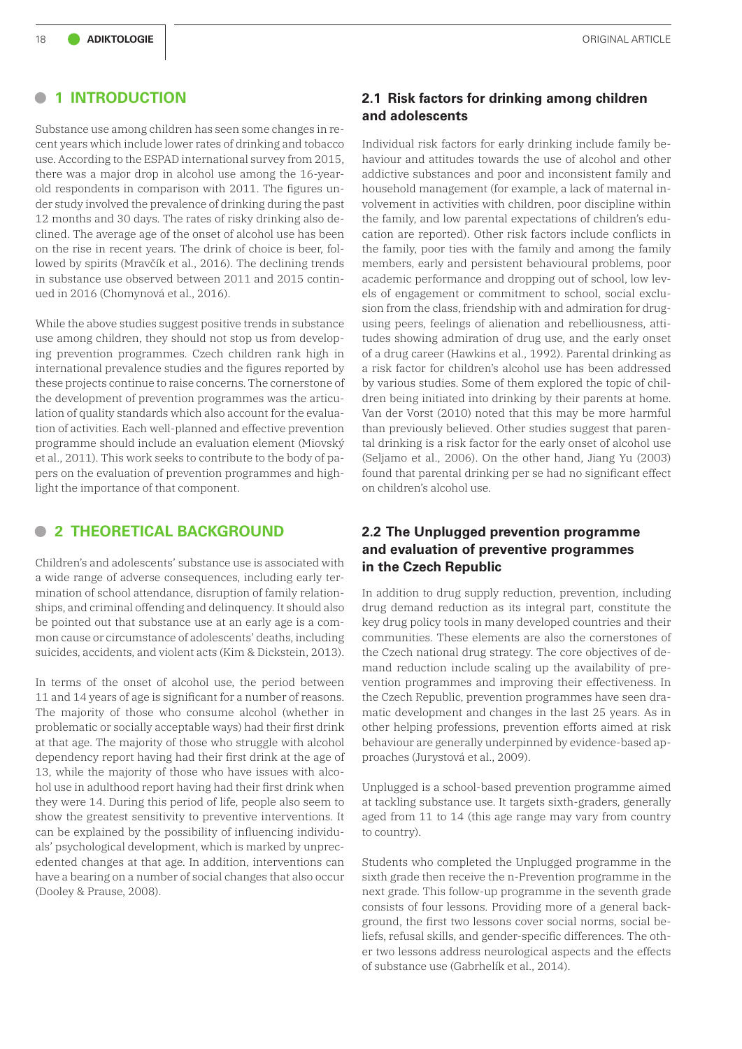## 1 INTRODUCTION

Substance use among children has seen some changes in recent years which include lower rates of drinking and tobacco use. According to the ESPAD international survey from 2015, there was a major drop in alcohol use among the 16-year-old respondents in comparison with 2011. The figures under study involved the prevalence of drinking during the past 12 months and 30 days. The rates of risky drinking also declined. The average age of the onset of alcohol use has been on the rise in recent years. The drink of choice is beer, followed by spirits (Mravčík et al., 2016). The declining trends in substance use observed between 2011 and 2015 continued in 2016 (Chomynová et al., 2016).

While the above studies suggest positive trends in substance use among children, they should not stop us from developing prevention programmes. Czech children rank high in international prevalence studies and the figures reported by these projects continue to raise concerns. The cornerstone of the development of prevention programmes was the articulation of quality standards which also account for the evaluation of activities. Each well-planned and effective prevention programme should include an evaluation element (Miovský et al., 2011). This work seeks to contribute to the body of papers on the evaluation of prevention programmes and highlight the importance of that component.

## 2 THEORETICAL BACKGROUND

Children's and adolescents' substance use is associated with a wide range of adverse consequences, including early termination of school attendance, disruption of family relationships, and criminal offending and delinquency. It should also be pointed out that substance use at an early age is a common cause or circumstance of adolescents' deaths, including suicides, accidents, and violent acts (Kim & Dickstein, 2013).

In terms of the onset of alcohol use, the period between 11 and 14 years of age is significant for a number of reasons. The majority of those who consume alcohol (whether in problematic or socially acceptable ways) had their first drink at that age. The majority of those who struggle with alcohol dependency report having had their first drink at the age of 13, while the majority of those who have issues with alcohol use in adulthood report having had their first drink when they were 14. During this period of life, people also seem to show the greatest sensitivity to preventive interventions. It can be explained by the possibility of influencing individuals' psychological development, which is marked by unprecedented changes at that age. In addition, interventions can have a bearing on a number of social changes that also occur (Dooley & Prause, 2008).

### 2.1 Risk factors for drinking among children and adolescents

Individual risk factors for early drinking include family behaviour and attitudes towards the use of alcohol and other addictive substances and poor and inconsistent family and household management (for example, a lack of maternal involvement in activities with children, poor discipline within the family, and low parental expectations of children's education are reported). Other risk factors include conflicts in the family, poor ties with the family and among the family members, early and persistent behavioural problems, poor academic performance and dropping out of school, low levels of engagement or commitment to school, social exclusion from the class, friendship with and admiration for drug-using peers, feelings of alienation and rebelliousness, attitudes showing admiration of drug use, and the early onset of a drug career (Hawkins et al., 1992). Parental drinking as a risk factor for children's alcohol use has been addressed by various studies. Some of them explored the topic of children being initiated into drinking by their parents at home. Van der Vorst (2010) noted that this may be more harmful than previously believed. Other studies suggest that parental drinking is a risk factor for the early onset of alcohol use (Seljamo et al., 2006). On the other hand, Jiang Yu (2003) found that parental drinking per se had no significant effect on children's alcohol use.

### 2.2 The Unplugged prevention programme and evaluation of preventive programmes in the Czech Republic

In addition to drug supply reduction, prevention, including drug demand reduction as its integral part, constitute the key drug policy tools in many developed countries and their communities. These elements are also the cornerstones of the Czech national drug strategy. The core objectives of demand reduction include scaling up the availability of prevention programmes and improving their effectiveness. In the Czech Republic, prevention programmes have seen dramatic development and changes in the last 25 years. As in other helping professions, prevention efforts aimed at risk behaviour are generally underpinned by evidence-based approaches (Jurystová et al., 2009).

Unplugged is a school-based prevention programme aimed at tackling substance use. It targets sixth-graders, generally aged from 11 to 14 (this age range may vary from country to country).

Students who completed the Unplugged programme in the sixth grade then receive the n-Prevention programme in the next grade. This follow-up programme in the seventh grade consists of four lessons. Providing more of a general background, the first two lessons cover social norms, social beliefs, refusal skills, and gender-specific differences. The other two lessons address neurological aspects and the effects of substance use (Gabrhelík et al., 2014).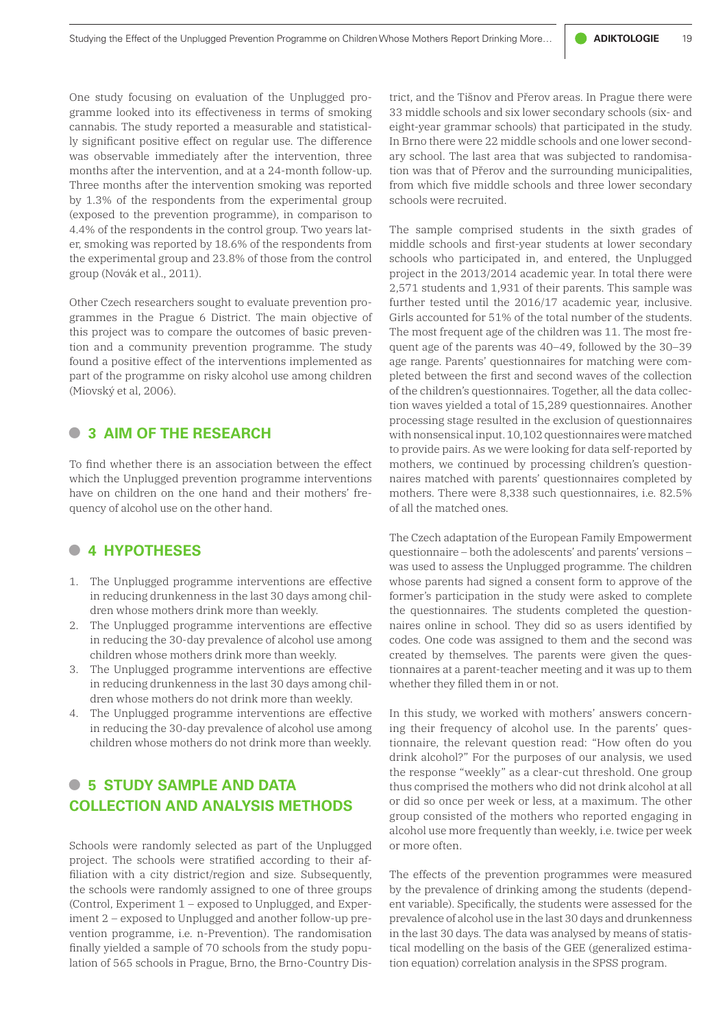One study focusing on evaluation of the Unplugged programme looked into its effectiveness in terms of smoking cannabis. The study reported a measurable and statistically significant positive effect on regular use. The difference was observable immediately after the intervention, three months after the intervention, and at a 24-month follow-up. Three months after the intervention smoking was reported by 1.3% of the respondents from the experimental group (exposed to the prevention programme), in comparison to 4.4% of the respondents in the control group. Two years later, smoking was reported by 18.6% of the respondents from the experimental group and 23.8% of those from the control group (Novák et al., 2011).

Other Czech researchers sought to evaluate prevention programmes in the Prague 6 District. The main objective of this project was to compare the outcomes of basic prevention and a community prevention programme. The study found a positive effect of the interventions implemented as part of the programme on risky alcohol use among children (Miovský et al, 2006).

## 3 AIM OF THE RESEARCH

To find whether there is an association between the effect which the Unplugged prevention programme interventions have on children on the one hand and their mothers' frequency of alcohol use on the other hand.

## 4 HYPOTHESES

1. The Unplugged programme interventions are effective in reducing drunkenness in the last 30 days among children whose mothers drink more than weekly.
2. The Unplugged programme interventions are effective in reducing the 30-day prevalence of alcohol use among children whose mothers drink more than weekly.
3. The Unplugged programme interventions are effective in reducing drunkenness in the last 30 days among children whose mothers do not drink more than weekly.
4. The Unplugged programme interventions are effective in reducing the 30-day prevalence of alcohol use among children whose mothers do not drink more than weekly.

## 5 STUDY SAMPLE AND DATA COLLECTION AND ANALYSIS METHODS

Schools were randomly selected as part of the Unplugged project. The schools were stratified according to their affiliation with a city district/region and size. Subsequently, the schools were randomly assigned to one of three groups (Control, Experiment 1 – exposed to Unplugged, and Experiment 2 – exposed to Unplugged and another follow-up prevention programme, i.e. n-Prevention). The randomisation finally yielded a sample of 70 schools from the study population of 565 schools in Prague, Brno, the Brno-Country District, and the Tišnov and Přerov areas. In Prague there were 33 middle schools and six lower secondary schools (six- and eight-year grammar schools) that participated in the study. In Brno there were 22 middle schools and one lower secondary school. The last area that was subjected to randomisation was that of Přerov and the surrounding municipalities, from which five middle schools and three lower secondary schools were recruited.

The sample comprised students in the sixth grades of middle schools and first-year students at lower secondary schools who participated in, and entered, the Unplugged project in the 2013/2014 academic year. In total there were 2,571 students and 1,931 of their parents. This sample was further tested until the 2016/17 academic year, inclusive. Girls accounted for 51% of the total number of the students. The most frequent age of the children was 11. The most frequent age of the parents was 40–49, followed by the 30–39 age range. Parents' questionnaires for matching were completed between the first and second waves of the collection of the children's questionnaires. Together, all the data collection waves yielded a total of 15,289 questionnaires. Another processing stage resulted in the exclusion of questionnaires with nonsensical input. 10,102 questionnaires were matched to provide pairs. As we were looking for data self-reported by mothers, we continued by processing children's questionnaires matched with parents' questionnaires completed by mothers. There were 8,338 such questionnaires, i.e. 82.5% of all the matched ones.

The Czech adaptation of the European Family Empowerment questionnaire – both the adolescents' and parents' versions – was used to assess the Unplugged programme. The children whose parents had signed a consent form to approve of the former's participation in the study were asked to complete the questionnaires. The students completed the questionnaires online in school. They did so as users identified by codes. One code was assigned to them and the second was created by themselves. The parents were given the questionnaires at a parent-teacher meeting and it was up to them whether they filled them in or not.

In this study, we worked with mothers' answers concerning their frequency of alcohol use. In the parents' questionnaire, the relevant question read: "How often do you drink alcohol?" For the purposes of our analysis, we used the response "weekly" as a clear-cut threshold. One group thus comprised the mothers who did not drink alcohol at all or did so once per week or less, at a maximum. The other group consisted of the mothers who reported engaging in alcohol use more frequently than weekly, i.e. twice per week or more often.

The effects of the prevention programmes were measured by the prevalence of drinking among the students (dependent variable). Specifically, the students were assessed for the prevalence of alcohol use in the last 30 days and drunkenness in the last 30 days. The data was analysed by means of statistical modelling on the basis of the GEE (generalized estimation equation) correlation analysis in the SPSS program.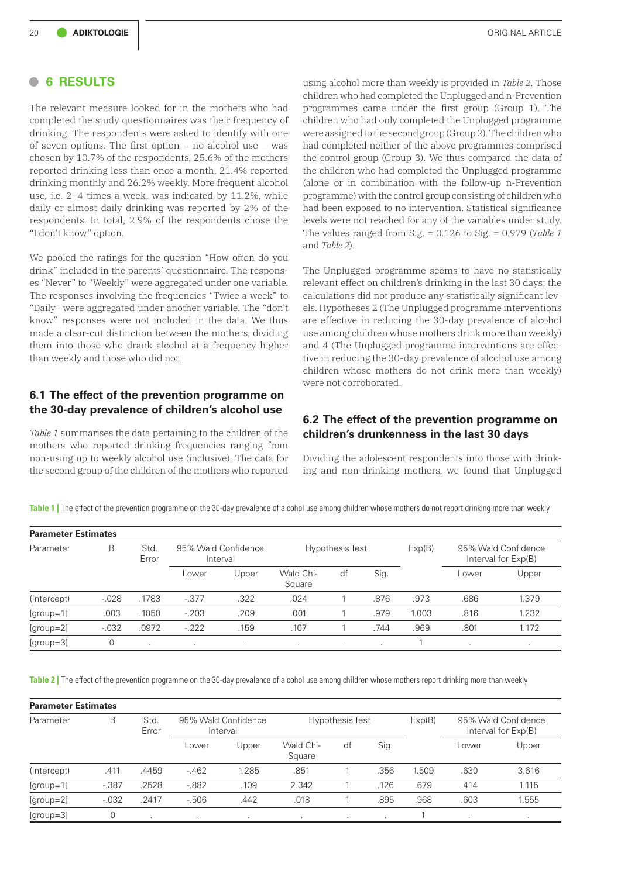## 6 RESULTS

The relevant measure looked for in the mothers who had completed the study questionnaires was their frequency of drinking. The respondents were asked to identify with one of seven options. The first option – no alcohol use – was chosen by 10.7% of the respondents, 25.6% of the mothers reported drinking less than once a month, 21.4% reported drinking monthly and 26.2% weekly. More frequent alcohol use, i.e. 2–4 times a week, was indicated by 11.2%, while daily or almost daily drinking was reported by 2% of the respondents. In total, 2.9% of the respondents chose the "I don't know" option.

We pooled the ratings for the question "How often do you drink" included in the parents' questionnaire. The responses "Never" to "Weekly" were aggregated under one variable. The responses involving the frequencies "Twice a week" to "Daily" were aggregated under another variable. The "don't know" responses were not included in the data. We thus made a clear-cut distinction between the mothers, dividing them into those who drank alcohol at a frequency higher than weekly and those who did not.

### 6.1 The effect of the prevention programme on the 30-day prevalence of children's alcohol use

*Table 1* summarises the data pertaining to the children of the mothers who reported drinking frequencies ranging from non-using up to weekly alcohol use (inclusive). The data for the second group of the children of the mothers who reported using alcohol more than weekly is provided in *Table 2*. Those children who had completed the Unplugged and n-Prevention programmes came under the first group (Group 1). The children who had only completed the Unplugged programme were assigned to the second group (Group 2). The children who had completed neither of the above programmes comprised the control group (Group 3). We thus compared the data of the children who had completed the Unplugged programme (alone or in combination with the follow-up n-Prevention programme) with the control group consisting of children who had been exposed to no intervention. Statistical significance levels were not reached for any of the variables under study. The values ranged from Sig. = 0.126 to Sig. = 0.979 (*Table 1* and *Table 2*).

The Unplugged programme seems to have no statistically relevant effect on children's drinking in the last 30 days; the calculations did not produce any statistically significant levels. Hypotheses 2 (The Unplugged programme interventions are effective in reducing the 30-day prevalence of alcohol use among children whose mothers drink more than weekly) and 4 (The Unplugged programme interventions are effective in reducing the 30-day prevalence of alcohol use among children whose mothers do not drink more than weekly) were not corroborated.

### 6.2 The effect of the prevention programme on children's drunkenness in the last 30 days

Dividing the adolescent respondents into those with drinking and non-drinking mothers, we found that Unplugged

**Table 1 |** The effect of the prevention programme on the 30-day prevalence of alcohol use among children whose mothers do not report drinking more than weekly

| Parameter Estimates | | | | | | | | | | |
|---|---|---|---|---|---|---|---|---|---|---|
| Parameter | B | Std. Error | 95% Wald Confidence Interval | | Hypothesis Test | | | Exp(B) | 95% Wald Confidence Interval for Exp(B) | |
| | | | Lower | Upper | Wald Chi-Square | df | Sig. | | Lower | Upper |
| (Intercept) | -.028 | .1783 | -.377 | .322 | .024 | 1 | .876 | .973 | .686 | 1.379 |
| [group=1] | .003 | .1050 | -.203 | .209 | .001 | 1 | .979 | 1.003 | .816 | 1.232 |
| [group=2] | -.032 | .0972 | -.222 | .159 | .107 | 1 | .744 | .969 | .801 | 1.172 |
| [group=3] | 0 | . | . | . | . | . | . | 1 | . | . |

**Table 2 |** The effect of the prevention programme on the 30-day prevalence of alcohol use among children whose mothers report drinking more than weekly

| Parameter Estimates | | | | | | | | | | |
|---|---|---|---|---|---|---|---|---|---|---|
| Parameter | B | Std. Error | 95% Wald Confidence Interval | | Hypothesis Test | | | Exp(B) | 95% Wald Confidence Interval for Exp(B) | |
| | | | Lower | Upper | Wald Chi-Square | df | Sig. | | Lower | Upper |
| (Intercept) | .411 | .4459 | -.462 | 1.285 | .851 | 1 | .356 | 1.509 | .630 | 3.616 |
| [group=1] | -.387 | .2528 | -.882 | .109 | 2.342 | 1 | .126 | .679 | .414 | 1.115 |
| [group=2] | -.032 | .2417 | -.506 | .442 | .018 | 1 | .895 | .968 | .603 | 1.555 |
| [group=3] | 0 | . | . | . | . | . | . | 1 | . | . |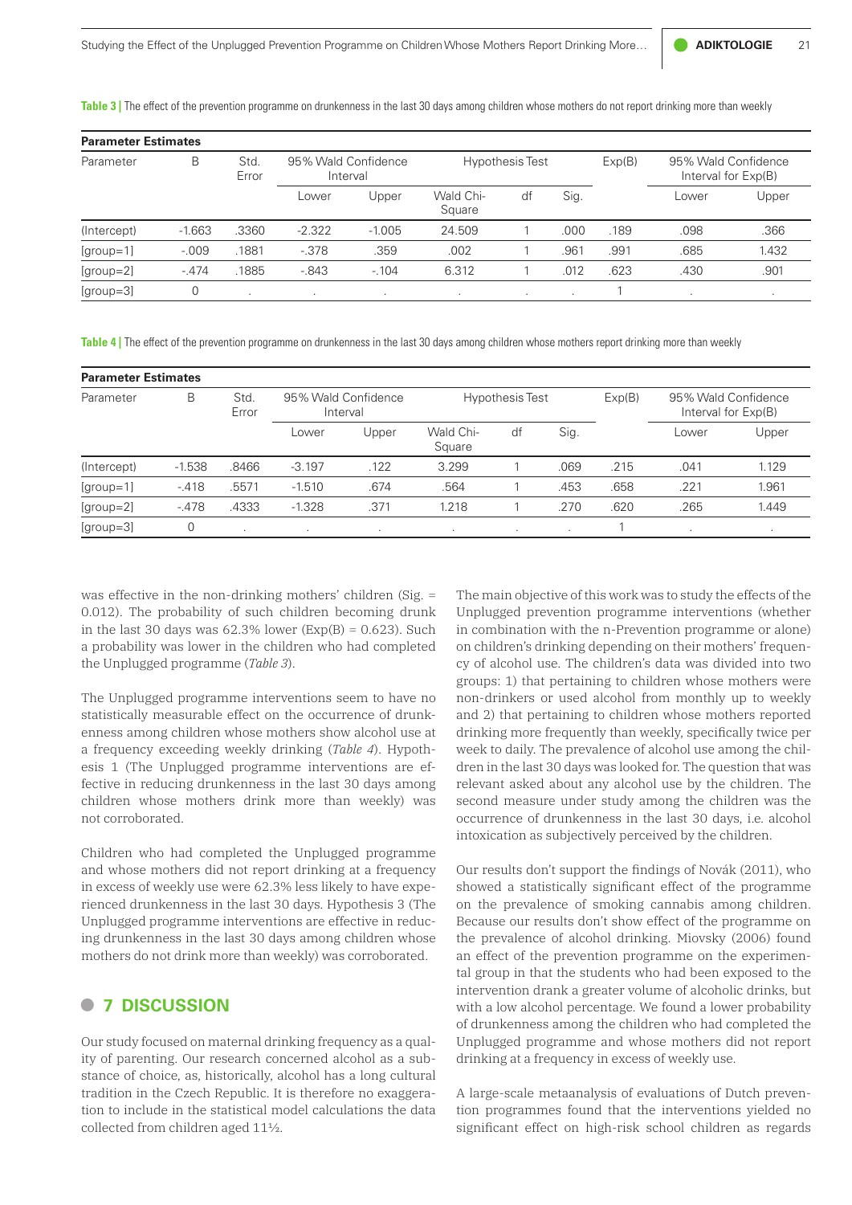**Table 3 |** The effect of the prevention programme on drunkenness in the last 30 days among children whose mothers do not report drinking more than weekly

| Parameter Estimates | | | | | | | | | | |
|---|---|---|---|---|---|---|---|---|---|---|
| Parameter | B | Std. Error | 95% Wald Confidence Interval | | Hypothesis Test | | | Exp(B) | 95% Wald Confidence Interval for Exp(B) | |
| | | | Lower | Upper | Wald Chi-Square | df | Sig. | | Lower | Upper |
| (Intercept) | -1.663 | .3360 | -2.322 | -1.005 | 24.509 | 1 | .000 | .189 | .098 | .366 |
| [group=1] | -.009 | .1881 | -.378 | .359 | .002 | 1 | .961 | .991 | .685 | 1.432 |
| [group=2] | -.474 | .1885 | -.843 | -.104 | 6.312 | 1 | .012 | .623 | .430 | .901 |
| [group=3] | 0 | . | . | . | . | . | . | 1 | . | . |

**Table 4 |** The effect of the prevention programme on drunkenness in the last 30 days among children whose mothers report drinking more than weekly

| Parameter Estimates | | | | | | | | | | |
|---|---|---|---|---|---|---|---|---|---|---|
| Parameter | B | Std. Error | 95% Wald Confidence Interval | | Hypothesis Test | | | Exp(B) | 95% Wald Confidence Interval for Exp(B) | |
| | | | Lower | Upper | Wald Chi-Square | df | Sig. | | Lower | Upper |
| (Intercept) | -1.538 | .8466 | -3.197 | .122 | 3.299 | 1 | .069 | .215 | .041 | 1.129 |
| [group=1] | -.418 | .5571 | -1.510 | .674 | .564 | 1 | .453 | .658 | .221 | 1.961 |
| [group=2] | -.478 | .4333 | -1.328 | .371 | 1.218 | 1 | .270 | .620 | .265 | 1.449 |
| [group=3] | 0 | . | . | . | . | . | . | 1 | . | . |

was effective in the non-drinking mothers' children (Sig. = 0.012). The probability of such children becoming drunk in the last 30 days was 62.3% lower (Exp(B) = 0.623). Such a probability was lower in the children who had completed the Unplugged programme (*Table 3*).

The Unplugged programme interventions seem to have no statistically measurable effect on the occurrence of drunkenness among children whose mothers show alcohol use at a frequency exceeding weekly drinking (*Table 4*). Hypothesis 1 (The Unplugged programme interventions are effective in reducing drunkenness in the last 30 days among children whose mothers drink more than weekly) was not corroborated.

Children who had completed the Unplugged programme and whose mothers did not report drinking at a frequency in excess of weekly use were 62.3% less likely to have experienced drunkenness in the last 30 days. Hypothesis 3 (The Unplugged programme interventions are effective in reducing drunkenness in the last 30 days among children whose mothers do not drink more than weekly) was corroborated.

## 7 DISCUSSION

Our study focused on maternal drinking frequency as a quality of parenting. Our research concerned alcohol as a substance of choice, as, historically, alcohol has a long cultural tradition in the Czech Republic. It is therefore no exaggeration to include in the statistical model calculations the data collected from children aged 11½.

The main objective of this work was to study the effects of the Unplugged prevention programme interventions (whether in combination with the n-Prevention programme or alone) on children's drinking depending on their mothers' frequency of alcohol use. The children's data was divided into two groups: 1) that pertaining to children whose mothers were non-drinkers or used alcohol from monthly up to weekly and 2) that pertaining to children whose mothers reported drinking more frequently than weekly, specifically twice per week to daily. The prevalence of alcohol use among the children in the last 30 days was looked for. The question that was relevant asked about any alcohol use by the children. The second measure under study among the children was the occurrence of drunkenness in the last 30 days, i.e. alcohol intoxication as subjectively perceived by the children.

Our results don't support the findings of Novák (2011), who showed a statistically significant effect of the programme on the prevalence of smoking cannabis among children. Because our results don't show effect of the programme on the prevalence of alcohol drinking. Miovsky (2006) found an effect of the prevention programme on the experimental group in that the students who had been exposed to the intervention drank a greater volume of alcoholic drinks, but with a low alcohol percentage. We found a lower probability of drunkenness among the children who had completed the Unplugged programme and whose mothers did not report drinking at a frequency in excess of weekly use.

A large-scale metaanalysis of evaluations of Dutch prevention programmes found that the interventions yielded no significant effect on high-risk school children as regards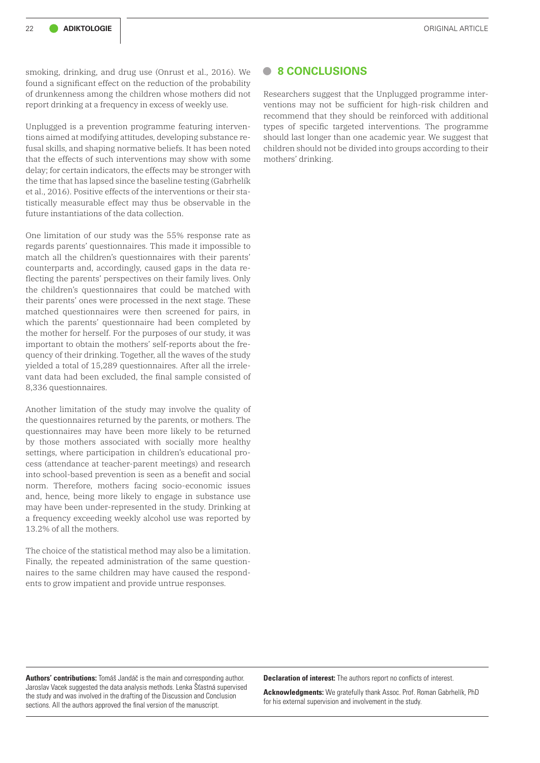smoking, drinking, and drug use (Onrust et al., 2016). We found a significant effect on the reduction of the probability of drunkenness among the children whose mothers did not report drinking at a frequency in excess of weekly use.

Unplugged is a prevention programme featuring interventions aimed at modifying attitudes, developing substance refusal skills, and shaping normative beliefs. It has been noted that the effects of such interventions may show with some delay; for certain indicators, the effects may be stronger with the time that has lapsed since the baseline testing (Gabrhelík et al., 2016). Positive effects of the interventions or their statistically measurable effect may thus be observable in the future instantiations of the data collection.

One limitation of our study was the 55% response rate as regards parents' questionnaires. This made it impossible to match all the children's questionnaires with their parents' counterparts and, accordingly, caused gaps in the data reflecting the parents' perspectives on their family lives. Only the children's questionnaires that could be matched with their parents' ones were processed in the next stage. These matched questionnaires were then screened for pairs, in which the parents' questionnaire had been completed by the mother for herself. For the purposes of our study, it was important to obtain the mothers' self-reports about the frequency of their drinking. Together, all the waves of the study yielded a total of 15,289 questionnaires. After all the irrelevant data had been excluded, the final sample consisted of 8,336 questionnaires.

Another limitation of the study may involve the quality of the questionnaires returned by the parents, or mothers. The questionnaires may have been more likely to be returned by those mothers associated with socially more healthy settings, where participation in children's educational process (attendance at teacher-parent meetings) and research into school-based prevention is seen as a benefit and social norm. Therefore, mothers facing socio-economic issues and, hence, being more likely to engage in substance use may have been under-represented in the study. Drinking at a frequency exceeding weekly alcohol use was reported by 13.2% of all the mothers.

The choice of the statistical method may also be a limitation. Finally, the repeated administration of the same questionnaires to the same children may have caused the respondents to grow impatient and provide untrue responses.

## 8 CONCLUSIONS

Researchers suggest that the Unplugged programme interventions may not be sufficient for high-risk children and recommend that they should be reinforced with additional types of specific targeted interventions. The programme should last longer than one academic year. We suggest that children should not be divided into groups according to their mothers' drinking.

**Authors' contributions:** Tomáš Jandáč is the main and corresponding author. Jaroslav Vacek suggested the data analysis methods. Lenka Šťastná supervised the study and was involved in the drafting of the Discussion and Conclusion sections. All the authors approved the final version of the manuscript.

**Declaration of interest:** The authors report no conflicts of interest.

**Acknowledgments:** We gratefully thank Assoc. Prof. Roman Gabrhelík, PhD for his external supervision and involvement in the study.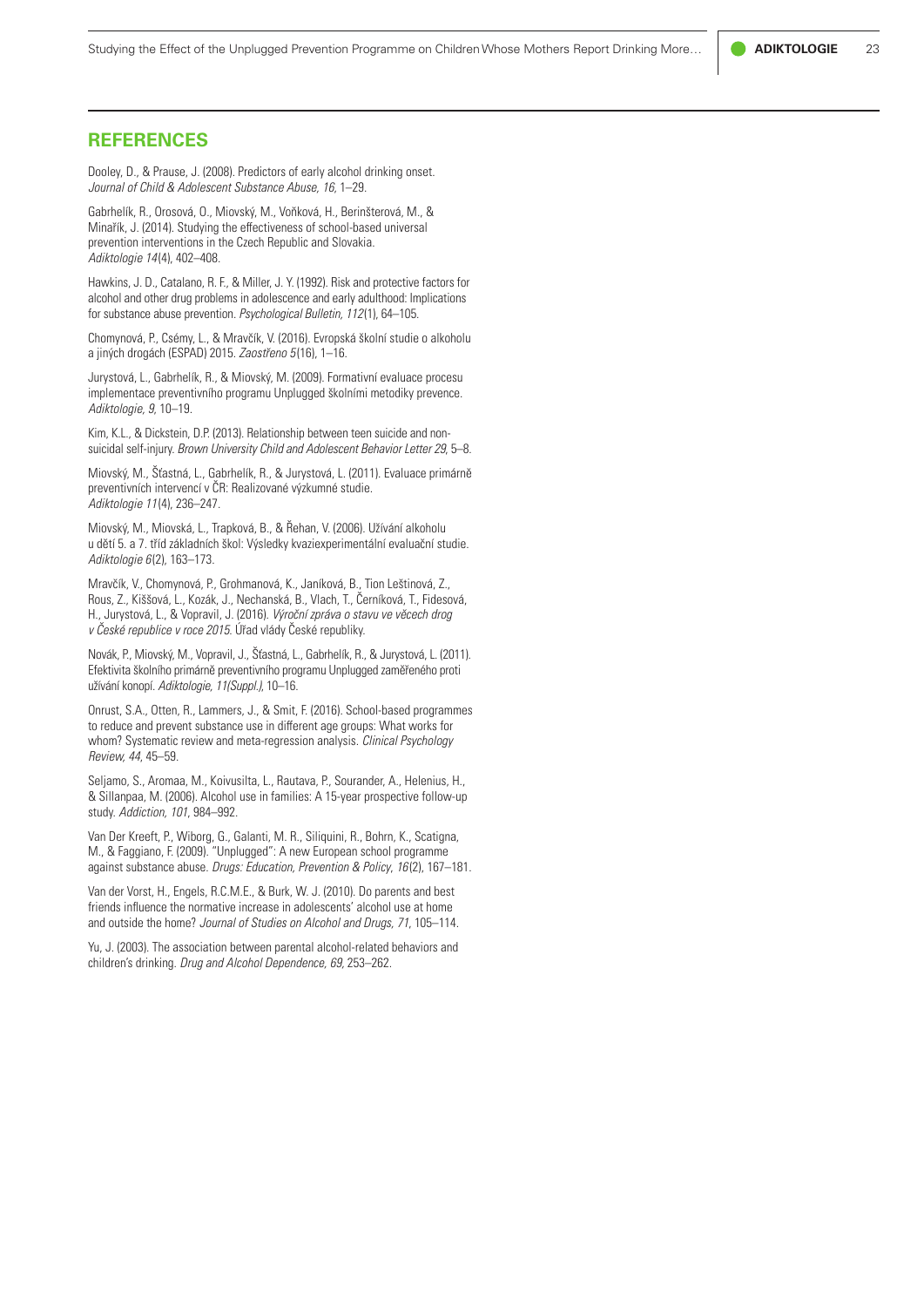## REFERENCES

Dooley, D., & Prause, J. (2008). Predictors of early alcohol drinking onset. *Journal of Child & Adolescent Substance Abuse, 16*, 1–29.

Gabrhelík, R., Orosová, O., Miovský, M., Voňková, H., Berinšterová, M., & Minařík, J. (2014). Studying the effectiveness of school-based universal prevention interventions in the Czech Republic and Slovakia. *Adiktologie 14*(4), 402–408.

Hawkins, J. D., Catalano, R. F., & Miller, J. Y. (1992). Risk and protective factors for alcohol and other drug problems in adolescence and early adulthood: Implications for substance abuse prevention. *Psychological Bulletin, 112*(1), 64–105.

Chomynová, P., Csémy, L., & Mravčík, V. (2016). Evropská školní studie o alkoholu a jiných drogách (ESPAD) 2015. *Zaostřeno 5*(16), 1–16.

Jurystová, L., Gabrhelík, R., & Miovský, M. (2009). Formativní evaluace procesu implementace preventivního programu Unplugged školními metodiky prevence. *Adiktologie, 9*, 10–19.

Kim, K.L., & Dickstein, D.P. (2013). Relationship between teen suicide and non-suicidal self-injury. *Brown University Child and Adolescent Behavior Letter 29*, 5–8.

Miovský, M., Šťastná, L., Gabrhelík, R., & Jurystová, L. (2011). Evaluace primárně preventivních intervencí v ČR: Realizované výzkumné studie. *Adiktologie 11*(4), 236–247.

Miovský, M., Miovská, L., Trapková, B., & Řehan, V. (2006). Užívání alkoholu u dětí 5. a 7. tříd základních škol: Výsledky kvaziexperimentální evaluační studie. *Adiktologie 6*(2), 163–173.

Mravčík, V., Chomynová, P., Grohmanová, K., Janíková, B., Tion Leštinová, Z., Rous, Z., Kiššová, L., Kozák, J., Nechanská, B., Vlach, T., Černíková, T., Fidesová, H., Jurystová, L., & Vopravil, J. (2016). *Výroční zpráva o stavu ve věcech drog v České republice v roce 2015*. Úřad vlády České republiky.

Novák, P., Miovský, M., Vopravil, J., Šťastná, L., Gabrhelík, R., & Jurystová, L. (2011). Efektivita školního primárně preventivního programu Unplugged zaměřeného proti užívání konopí. *Adiktologie, 11(Suppl.)*, 10–16.

Onrust, S.A., Otten, R., Lammers, J., & Smit, F. (2016). School-based programmes to reduce and prevent substance use in different age groups: What works for whom? Systematic review and meta-regression analysis. *Clinical Psychology Review, 44*, 45–59.

Seljamo, S., Aromaa, M., Koivusilta, L., Rautava, P., Sourander, A., Helenius, H., & Sillanpaa, M. (2006). Alcohol use in families: A 15-year prospective follow-up study. *Addiction, 101*, 984–992.

Van Der Kreeft, P., Wiborg, G., Galanti, M. R., Siliquini, R., Bohrn, K., Scatigna, M., & Faggiano, F. (2009). "Unplugged": A new European school programme against substance abuse. *Drugs: Education, Prevention & Policy, 16*(2), 167–181.

Van der Vorst, H., Engels, R.C.M.E., & Burk, W. J. (2010). Do parents and best friends influence the normative increase in adolescents' alcohol use at home and outside the home? *Journal of Studies on Alcohol and Drugs, 71*, 105–114.

Yu, J. (2003). The association between parental alcohol-related behaviors and children's drinking. *Drug and Alcohol Dependence, 69*, 253–262.